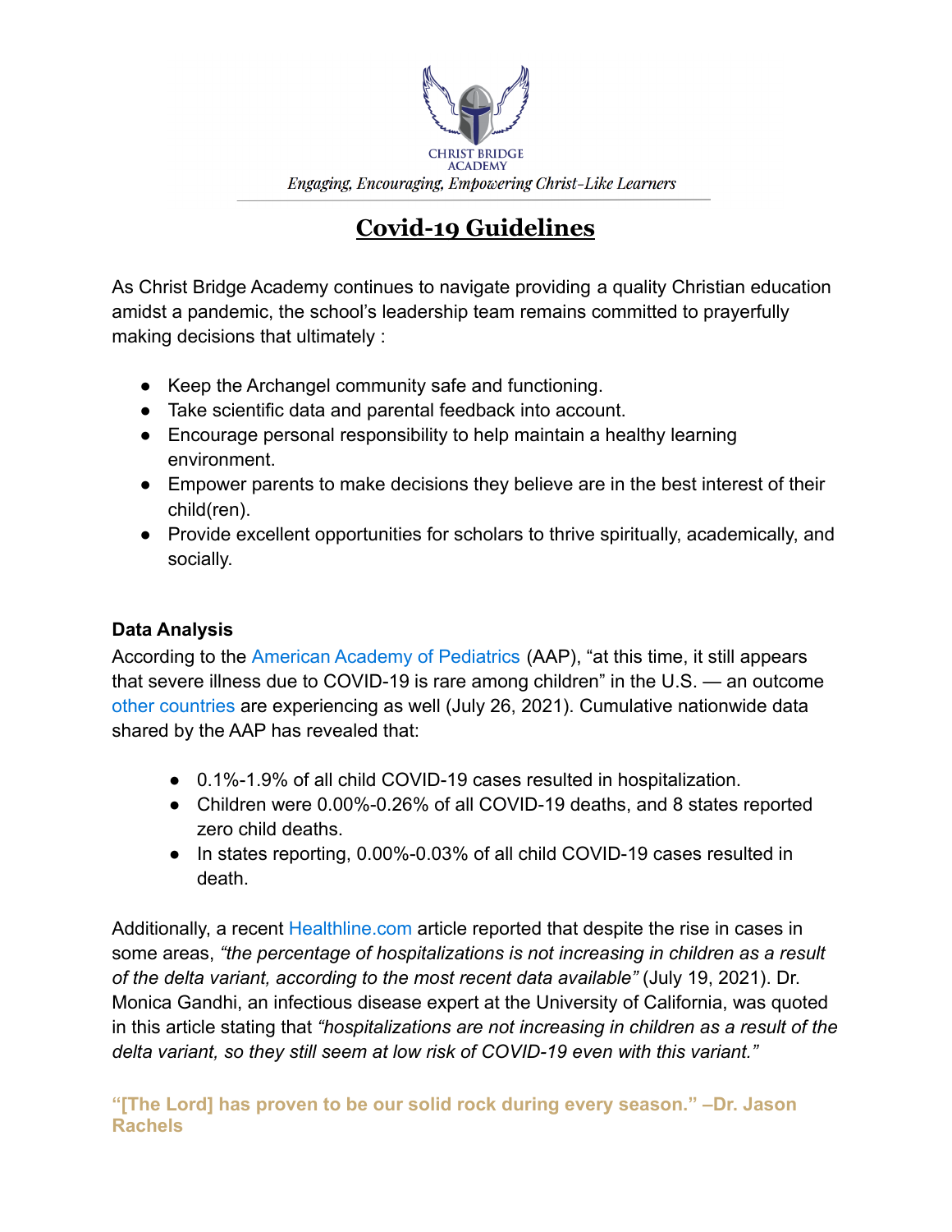CHRIST BRIDGE ACADEMY

*Engaging, Encouraging, Empowering Christ-Like Learners*

# Covid-19 Guidelines

As Christ Bridge Academy continues to navigate providing a quality Christian education amidst a pandemic, the school's leadership team remains committed to prayerfully making decisions that ultimately :

- Keep the Archangel community safe and functioning.
- Take scientific data and parental feedback into account.
- Encourage personal responsibility to help maintain a healthy learning environment.
- Empower parents to make decisions they believe are in the best interest of their child(ren).
- Provide excellent opportunities for scholars to thrive spiritually, academically, and socially.

**Data Analysis**

According to the American Academy of Pediatrics (AAP), "at this time, it still appears that severe illness due to COVID-19 is rare among children" in the U.S. — an outcome other countries are experiencing as well (July 26, 2021). Cumulative nationwide data shared by the AAP has revealed that:

- 0.1%-1.9% of all child COVID-19 cases resulted in hospitalization.
- Children were 0.00%-0.26% of all COVID-19 deaths, and 8 states reported zero child deaths.
- In states reporting, 0.00%-0.03% of all child COVID-19 cases resulted in death.

Additionally, a recent Healthline.com article reported that despite the rise in cases in some areas, *"the percentage of hospitalizations is not increasing in children as a result of the delta variant, according to the most recent data available"* (July 19, 2021). Dr. Monica Gandhi, an infectious disease expert at the University of California, was quoted in this article stating that *"hospitalizations are not increasing in children as a result of the delta variant, so they still seem at low risk of COVID-19 even with this variant."*

**"[The Lord] has proven to be our solid rock during every season." –Dr. Jason Rachels**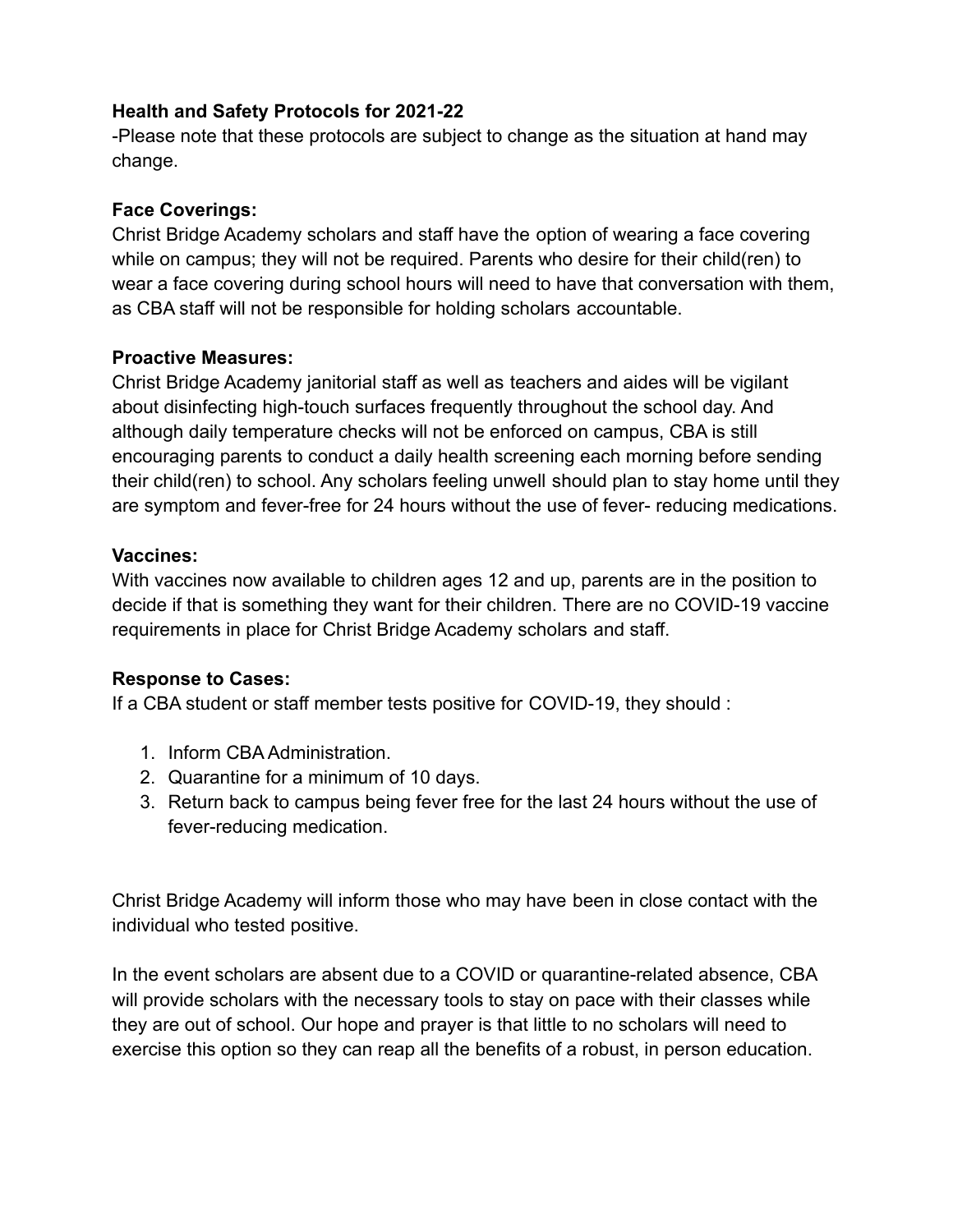## Health and Safety Protocols for 2021-22

-Please note that these protocols are subject to change as the situation at hand may change.

**Face Coverings:**

Christ Bridge Academy scholars and staff have the option of wearing a face covering while on campus; they will not be required. Parents who desire for their child(ren) to wear a face covering during school hours will need to have that conversation with them, as CBA staff will not be responsible for holding scholars accountable.

**Proactive Measures:**

Christ Bridge Academy janitorial staff as well as teachers and aides will be vigilant about disinfecting high-touch surfaces frequently throughout the school day. And although daily temperature checks will not be enforced on campus, CBA is still encouraging parents to conduct a daily health screening each morning before sending their child(ren) to school. Any scholars feeling unwell should plan to stay home until they are symptom and fever-free for 24 hours without the use of fever- reducing medications.

**Vaccines:**

With vaccines now available to children ages 12 and up, parents are in the position to decide if that is something they want for their children. There are no COVID-19 vaccine requirements in place for Christ Bridge Academy scholars and staff.

**Response to Cases:**

If a CBA student or staff member tests positive for COVID-19, they should :

1. Inform CBA Administration.
2. Quarantine for a minimum of 10 days.
3. Return back to campus being fever free for the last 24 hours without the use of fever-reducing medication.

Christ Bridge Academy will inform those who may have been in close contact with the individual who tested positive.

In the event scholars are absent due to a COVID or quarantine-related absence, CBA will provide scholars with the necessary tools to stay on pace with their classes while they are out of school. Our hope and prayer is that little to no scholars will need to exercise this option so they can reap all the benefits of a robust, in person education.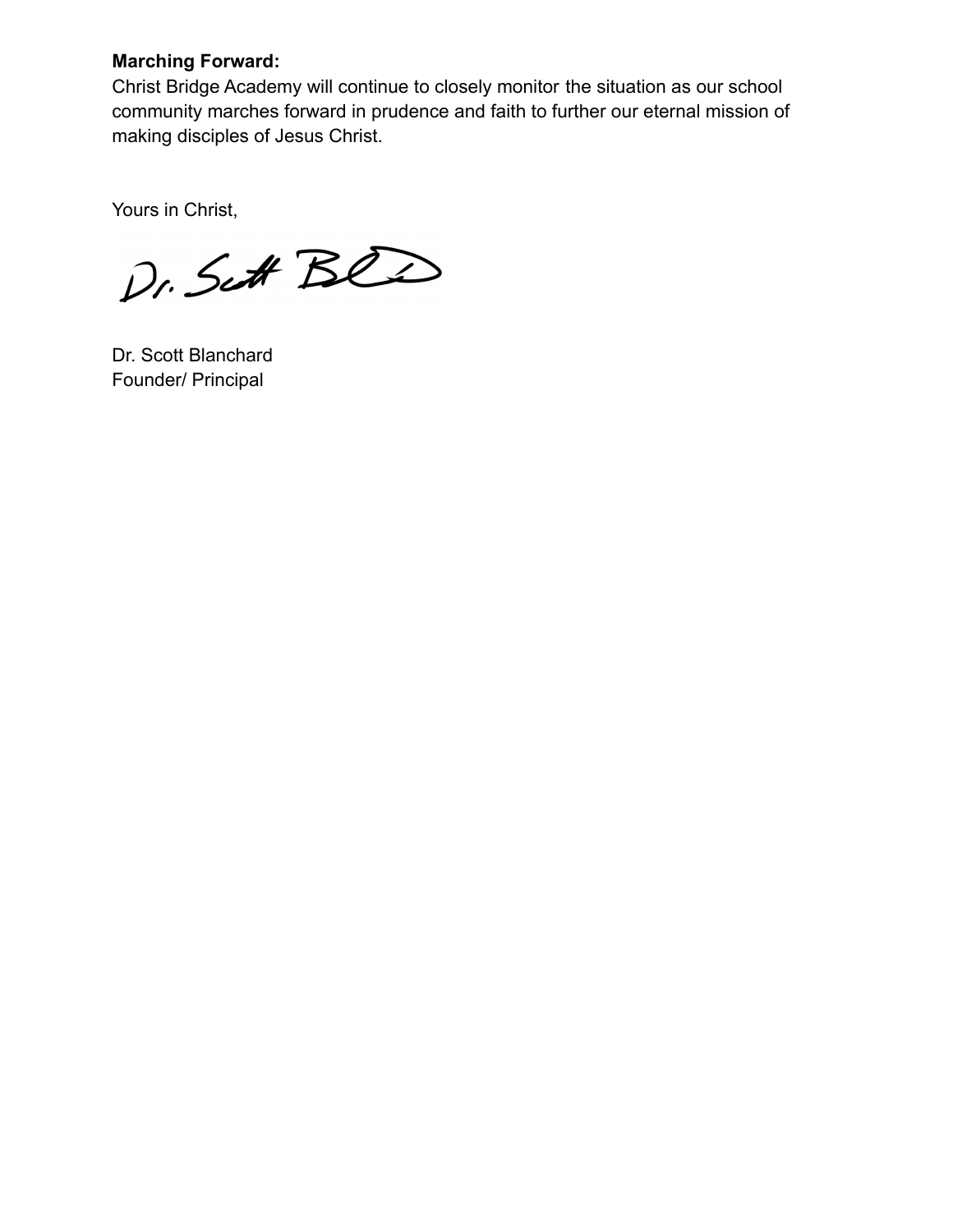**Marching Forward:**
Christ Bridge Academy will continue to closely monitor the situation as our school community marches forward in prudence and faith to further our eternal mission of making disciples of Jesus Christ.

Yours in Christ,

Dr. Scott Blanchard
Founder/ Principal